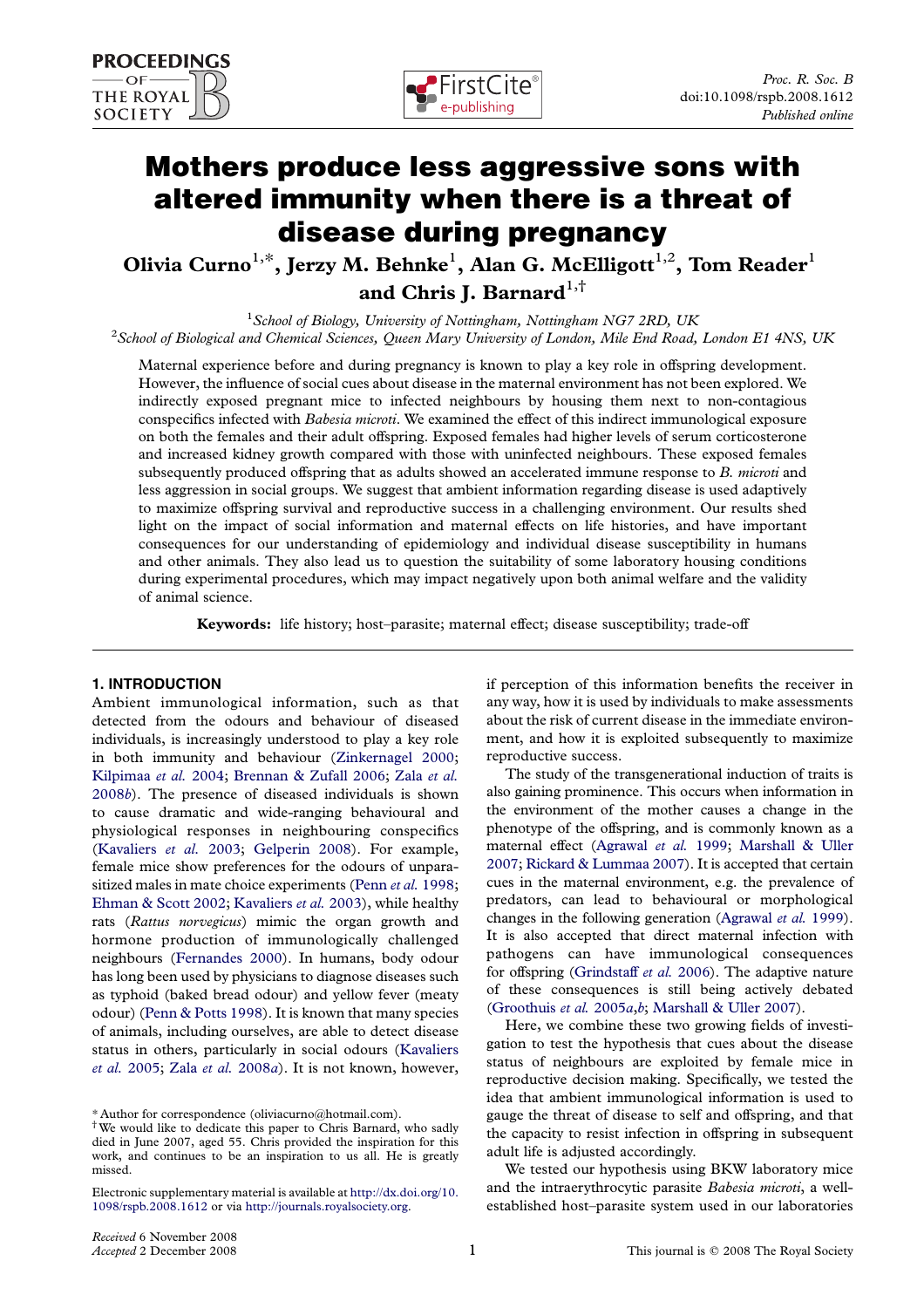# Mothers produce less aggressive sons with altered immunity when there is a threat of disease during pregnancy

**Olivia Curno**[1,*], **Jerzy M. Behnke**[1], **Alan G. McElligott**[1,2], **Tom Reader**[1] **and Chris J. Barnard**[1,†]

[1] *School of Biology, University of Nottingham, Nottingham NG7 2RD, UK*
[2] *School of Biological and Chemical Sciences, Queen Mary University of London, Mile End Road, London E1 4NS, UK*

Maternal experience before and during pregnancy is known to play a key role in offspring development. However, the influence of social cues about disease in the maternal environment has not been explored. We indirectly exposed pregnant mice to infected neighbours by housing them next to non-contagious conspecifics infected with *Babesia microti*. We examined the effect of this indirect immunological exposure on both the females and their adult offspring. Exposed females had higher levels of serum corticosterone and increased kidney growth compared with those with uninfected neighbours. These exposed females subsequently produced offspring that as adults showed an accelerated immune response to *B. microti* and less aggression in social groups. We suggest that ambient information regarding disease is used adaptively to maximize offspring survival and reproductive success in a challenging environment. Our results shed light on the impact of social information and maternal effects on life histories, and have important consequences for our understanding of epidemiology and individual disease susceptibility in humans and other animals. They also lead us to question the suitability of some laboratory housing conditions during experimental procedures, which may impact negatively upon both animal welfare and the validity of animal science.

**Keywords:** life history; host–parasite; maternal effect; disease susceptibility; trade-off

## 1. INTRODUCTION

Ambient immunological information, such as that detected from the odours and behaviour of diseased individuals, is increasingly understood to play a key role in both immunity and behaviour (Zinkernagel 2000; Kilpimaa *et al.* 2004; Brennan & Zufall 2006; Zala *et al.* 2008*b*). The presence of diseased individuals is shown to cause dramatic and wide-ranging behavioural and physiological responses in neighbouring conspecifics (Kavaliers *et al.* 2003; Gelperin 2008). For example, female mice show preferences for the odours of unparasitized males in mate choice experiments (Penn *et al.* 1998; Ehman & Scott 2002; Kavaliers *et al.* 2003), while healthy rats (*Rattus norvegicus*) mimic the organ growth and hormone production of immunologically challenged neighbours (Fernandes 2000). In humans, body odour has long been used by physicians to diagnose diseases such as typhoid (baked bread odour) and yellow fever (meaty odour) (Penn & Potts 1998). It is known that many species of animals, including ourselves, are able to detect disease status in others, particularly in social odours (Kavaliers *et al.* 2005; Zala *et al.* 2008*a*). It is not known, however, if perception of this information benefits the receiver in any way, how it is used by individuals to make assessments about the risk of current disease in the immediate environment, and how it is exploited subsequently to maximize reproductive success.

The study of the transgenerational induction of traits is also gaining prominence. This occurs when information in the environment of the mother causes a change in the phenotype of the offspring, and is commonly known as a maternal effect (Agrawal *et al.* 1999; Marshall & Uller 2007; Rickard & Lummaa 2007). It is accepted that certain cues in the maternal environment, e.g. the prevalence of predators, can lead to behavioural or morphological changes in the following generation (Agrawal *et al.* 1999). It is also accepted that direct maternal infection with pathogens can have immunological consequences for offspring (Grindstaff *et al.* 2006). The adaptive nature of these consequences is still being actively debated (Groothuis *et al.* 2005*a*,*b*; Marshall & Uller 2007).

Here, we combine these two growing fields of investigation to test the hypothesis that cues about the disease status of neighbours are exploited by female mice in reproductive decision making. Specifically, we tested the idea that ambient immunological information is used to gauge the threat of disease to self and offspring, and that the capacity to resist infection in offspring in subsequent adult life is adjusted accordingly.

We tested our hypothesis using BKW laboratory mice and the intraerythrocytic parasite *Babesia microti*, a well-established host–parasite system used in our laboratories

\* Author for correspondence (oliviacurno@hotmail.com).
† We would like to dedicate this paper to Chris Barnard, who sadly died in June 2007, aged 55. Chris provided the inspiration for this work, and continues to be an inspiration to us all. He is greatly missed.

Electronic supplementary material is available at http://dx.doi.org/10.1098/rspb.2008.1612 or via http://journals.royalsociety.org.

*Received* 6 November 2008
*Accepted* 2 December 2008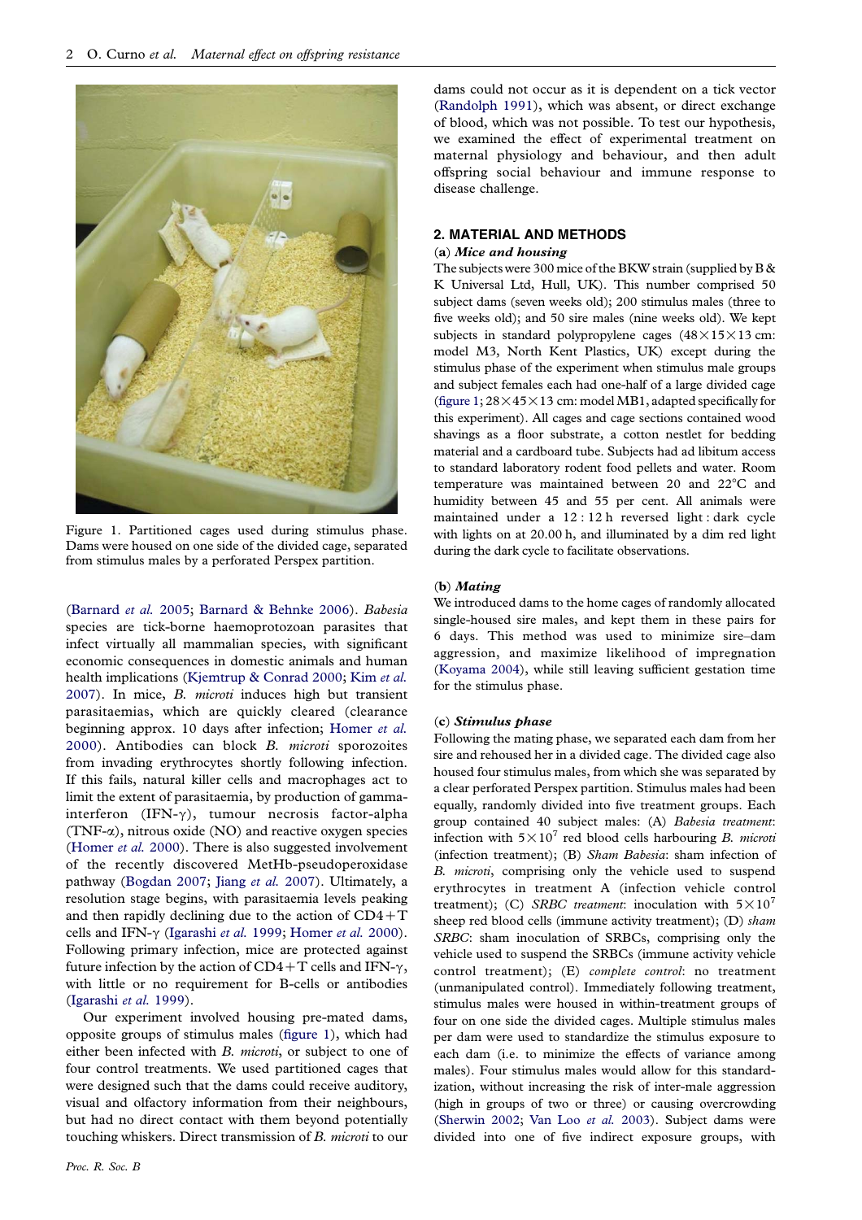Figure 1. Partitioned cages used during stimulus phase. Dams were housed on one side of the divided cage, separated from stimulus males by a perforated Perspex partition.

(Barnard *et al.* 2005; Barnard & Behnke 2006). *Babesia* species are tick-borne haemoprotozoan parasites that infect virtually all mammalian species, with significant economic consequences in domestic animals and human health implications (Kjemtrup & Conrad 2000; Kim *et al.* 2007). In mice, *B. microti* induces high but transient parasitaemias, which are quickly cleared (clearance beginning approx. 10 days after infection; Homer *et al.* 2000). Antibodies can block *B. microti* sporozoites from invading erythrocytes shortly following infection. If this fails, natural killer cells and macrophages act to limit the extent of parasitaemia, by production of gamma-interferon (IFN-γ), tumour necrosis factor-alpha (TNF-α), nitrous oxide (NO) and reactive oxygen species (Homer *et al.* 2000). There is also suggested involvement of the recently discovered MetHb-pseudoperoxidase pathway (Bogdan 2007; Jiang *et al.* 2007). Ultimately, a resolution stage begins, with parasitaemia levels peaking and then rapidly declining due to the action of CD4+T cells and IFN-γ (Igarashi *et al.* 1999; Homer *et al.* 2000). Following primary infection, mice are protected against future infection by the action of CD4+T cells and IFN-γ, with little or no requirement for B-cells or antibodies (Igarashi *et al.* 1999).

Our experiment involved housing pre-mated dams, opposite groups of stimulus males (figure 1), which had either been infected with *B. microti*, or subject to one of four control treatments. We used partitioned cages that were designed such that the dams could receive auditory, visual and olfactory information from their neighbours, but had no direct contact with them beyond potentially touching whiskers. Direct transmission of *B. microti* to our dams could not occur as it is dependent on a tick vector (Randolph 1991), which was absent, or direct exchange of blood, which was not possible. To test our hypothesis, we examined the effect of experimental treatment on maternal physiology and behaviour, and then adult offspring social behaviour and immune response to disease challenge.

## 2. MATERIAL AND METHODS

### (a) *Mice and housing*

The subjects were 300 mice of the BKW strain (supplied by B & K Universal Ltd, Hull, UK). This number comprised 50 subject dams (seven weeks old); 200 stimulus males (three to five weeks old); and 50 sire males (nine weeks old). We kept subjects in standard polypropylene cages (48×15×13 cm: model M3, North Kent Plastics, UK) except during the stimulus phase of the experiment when stimulus male groups and subject females each had one-half of a large divided cage (figure 1; 28×45×13 cm: model MB1, adapted specifically for this experiment). All cages and cage sections contained wood shavings as a floor substrate, a cotton nestlet for bedding material and a cardboard tube. Subjects had ad libitum access to standard laboratory rodent food pellets and water. Room temperature was maintained between 20 and 22°C and humidity between 45 and 55 per cent. All animals were maintained under a 12 : 12 h reversed light : dark cycle with lights on at 20.00 h, and illuminated by a dim red light during the dark cycle to facilitate observations.

### (b) *Mating*

We introduced dams to the home cages of randomly allocated single-housed sire males, and kept them in these pairs for 6 days. This method was used to minimize sire–dam aggression, and maximize likelihood of impregnation (Koyama 2004), while still leaving sufficient gestation time for the stimulus phase.

### (c) *Stimulus phase*

Following the mating phase, we separated each dam from her sire and rehoused her in a divided cage. The divided cage also housed four stimulus males, from which she was separated by a clear perforated Perspex partition. Stimulus males had been equally, randomly divided into five treatment groups. Each group contained 40 subject males: (A) *Babesia treatment*: infection with $5\times10^7$ red blood cells harbouring *B. microti* (infection treatment); (B) *Sham Babesia*: sham infection of *B. microti*, comprising only the vehicle used to suspend erythrocytes in treatment A (infection vehicle control treatment); (C) *SRBC treatment*: inoculation with $5\times10^7$ sheep red blood cells (immune activity treatment); (D) *sham SRBC*: sham inoculation of SRBCs, comprising only the vehicle used to suspend the SRBCs (immune activity vehicle control treatment); (E) *complete control*: no treatment (unmanipulated control). Immediately following treatment, stimulus males were housed in within-treatment groups of four on one side the divided cages. Multiple stimulus males per dam were used to standardize the stimulus exposure to each dam (i.e. to minimize the effects of variance among males). Four stimulus males would allow for this standardization, without increasing the risk of inter-male aggression (high in groups of two or three) or causing overcrowding (Sherwin 2002; Van Loo *et al.* 2003). Subject dams were divided into one of five indirect exposure groups, with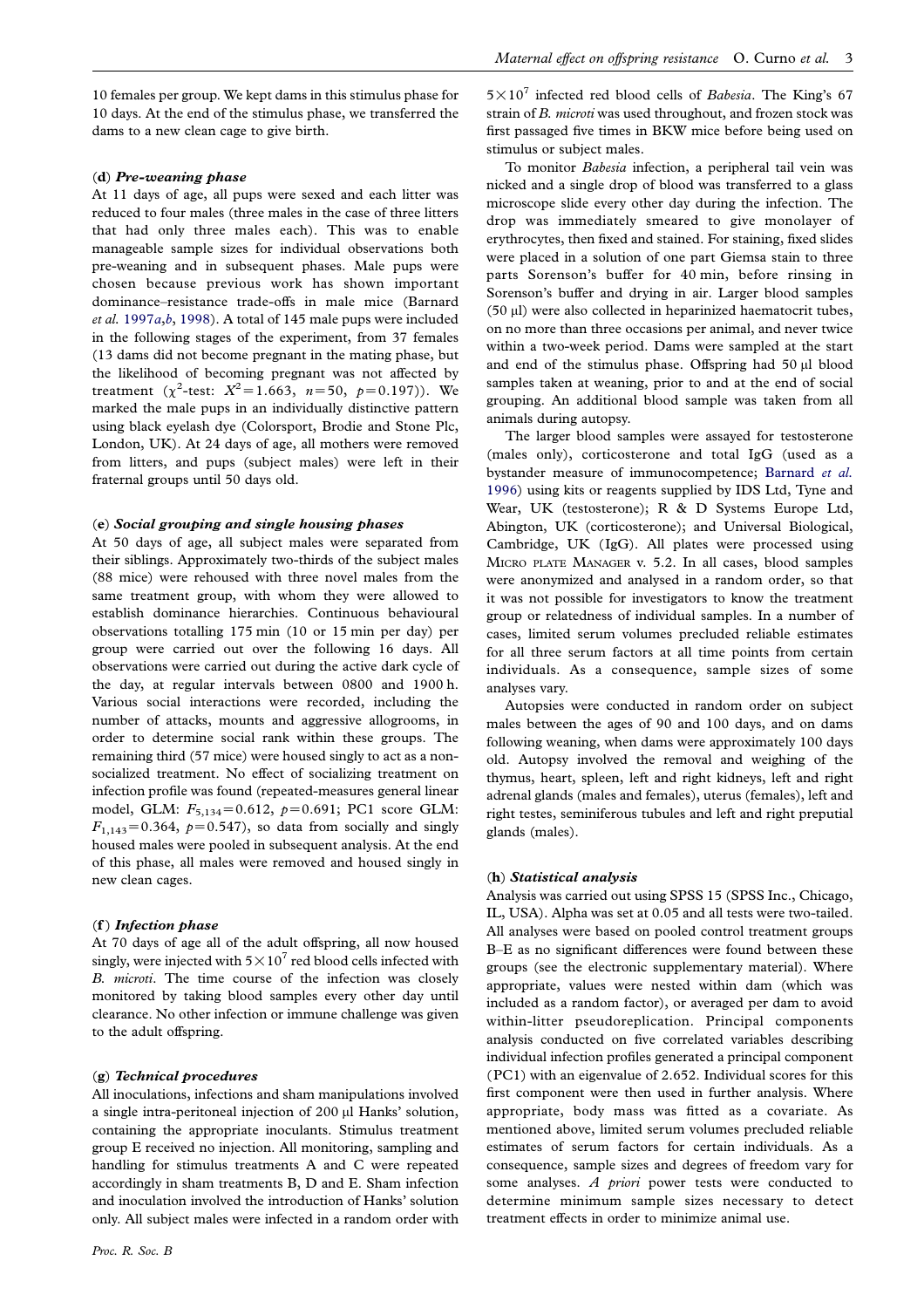10 females per group. We kept dams in this stimulus phase for 10 days. At the end of the stimulus phase, we transferred the dams to a new clean cage to give birth.

### (d) *Pre-weaning phase*

At 11 days of age, all pups were sexed and each litter was reduced to four males (three males in the case of three litters that had only three males each). This was to enable manageable sample sizes for individual observations both pre-weaning and in subsequent phases. Male pups were chosen because previous work has shown important dominance–resistance trade-offs in male mice (Barnard *et al.* 1997*a*,*b*, 1998). A total of 145 male pups were included in the following stages of the experiment, from 37 females (13 dams did not become pregnant in the mating phase, but the likelihood of becoming pregnant was not affected by treatment ($\chi^2$-test: $X^2 = 1.663$, $n = 50$, $p = 0.197$)). We marked the male pups in an individually distinctive pattern using black eyelash dye (Colorsport, Brodie and Stone Plc, London, UK). At 24 days of age, all mothers were removed from litters, and pups (subject males) were left in their fraternal groups until 50 days old.

### (e) *Social grouping and single housing phases*

At 50 days of age, all subject males were separated from their siblings. Approximately two-thirds of the subject males (88 mice) were rehoused with three novel males from the same treatment group, with whom they were allowed to establish dominance hierarchies. Continuous behavioural observations totalling 175 min (10 or 15 min per day) per group were carried out over the following 16 days. All observations were carried out during the active dark cycle of the day, at regular intervals between 0800 and 1900 h. Various social interactions were recorded, including the number of attacks, mounts and aggressive allogrooms, in order to determine social rank within these groups. The remaining third (57 mice) were housed singly to act as a non-socialized treatment. No effect of socializing treatment on infection profile was found (repeated-measures general linear model, GLM: $F_{5,134} = 0.612$, $p = 0.691$; PC1 score GLM: $F_{1,143} = 0.364$, $p = 0.547$), so data from socially and singly housed males were pooled in subsequent analysis. At the end of this phase, all males were removed and housed singly in new clean cages.

### (f) *Infection phase*

At 70 days of age all of the adult offspring, all now housed singly, were injected with $5 \times 10^7$ red blood cells infected with *B. microti*. The time course of the infection was closely monitored by taking blood samples every other day until clearance. No other infection or immune challenge was given to the adult offspring.

### (g) *Technical procedures*

All inoculations, infections and sham manipulations involved a single intra-peritoneal injection of 200 μl Hanks' solution, containing the appropriate inoculants. Stimulus treatment group E received no injection. All monitoring, sampling and handling for stimulus treatments A and C were repeated accordingly in sham treatments B, D and E. Sham infection and inoculation involved the introduction of Hanks' solution only. All subject males were infected in a random order with $5 \times 10^7$ infected red blood cells of *Babesia*. The King's 67 strain of *B. microti* was used throughout, and frozen stock was first passaged five times in BKW mice before being used on stimulus or subject males.

To monitor *Babesia* infection, a peripheral tail vein was nicked and a single drop of blood was transferred to a glass microscope slide every other day during the infection. The drop was immediately smeared to give monolayer of erythrocytes, then fixed and stained. For staining, fixed slides were placed in a solution of one part Giemsa stain to three parts Sorenson's buffer for 40 min, before rinsing in Sorenson's buffer and drying in air. Larger blood samples (50 μl) were also collected in heparinized haematocrit tubes, on no more than three occasions per animal, and never twice within a two-week period. Dams were sampled at the start and end of the stimulus phase. Offspring had 50 μl blood samples taken at weaning, prior to and at the end of social grouping. An additional blood sample was taken from all animals during autopsy.

The larger blood samples were assayed for testosterone (males only), corticosterone and total IgG (used as a bystander measure of immunocompetence; Barnard *et al.* 1996) using kits or reagents supplied by IDS Ltd, Tyne and Wear, UK (testosterone); R & D Systems Europe Ltd, Abington, UK (corticosterone); and Universal Biological, Cambridge, UK (IgG). All plates were processed using MICRO PLATE MANAGER v. 5.2. In all cases, blood samples were anonymized and analysed in a random order, so that it was not possible for investigators to know the treatment group or relatedness of individual samples. In a number of cases, limited serum volumes precluded reliable estimates for all three serum factors at all time points from certain individuals. As a consequence, sample sizes of some analyses vary.

Autopsies were conducted in random order on subject males between the ages of 90 and 100 days, and on dams following weaning, when dams were approximately 100 days old. Autopsy involved the removal and weighing of the thymus, heart, spleen, left and right kidneys, left and right adrenal glands (males and females), uterus (females), left and right testes, seminiferous tubules and left and right preputial glands (males).

### (h) *Statistical analysis*

Analysis was carried out using SPSS 15 (SPSS Inc., Chicago, IL, USA). Alpha was set at 0.05 and all tests were two-tailed. All analyses were based on pooled control treatment groups B–E as no significant differences were found between these groups (see the electronic supplementary material). Where appropriate, values were nested within dam (which was included as a random factor), or averaged per dam to avoid within-litter pseudoreplication. Principal components analysis conducted on five correlated variables describing individual infection profiles generated a principal component (PC1) with an eigenvalue of 2.652. Individual scores for this first component were then used in further analysis. Where appropriate, body mass was fitted as a covariate. As mentioned above, limited serum volumes precluded reliable estimates of serum factors for certain individuals. As a consequence, sample sizes and degrees of freedom vary for some analyses. *A priori* power tests were conducted to determine minimum sample sizes necessary to detect treatment effects in order to minimize animal use.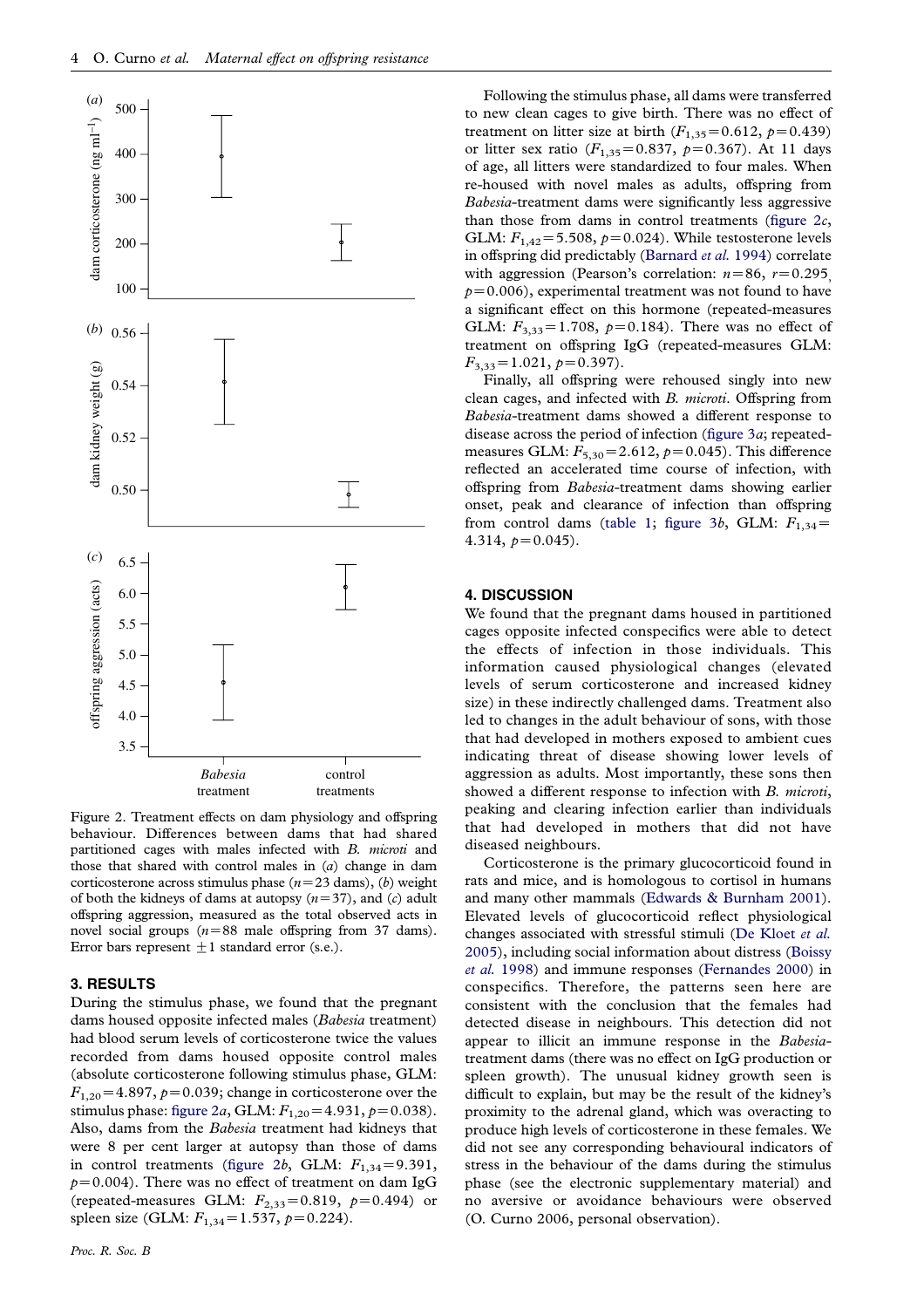Figure 2. Treatment effects on dam physiology and offspring behaviour. Differences between dams that had shared partitioned cages with males infected with *B. microti* and those that shared with control males in (*a*) change in dam corticosterone across stimulus phase ($n=23$ dams), (*b*) weight of both the kidneys of dams at autopsy ($n=37$), and (*c*) adult offspring aggression, measured as the total observed acts in novel social groups ($n=88$ male offspring from 37 dams). Error bars represent $\pm 1$ standard error (s.e.).

## 3. RESULTS

During the stimulus phase, we found that the pregnant dams housed opposite infected males (*Babesia* treatment) had blood serum levels of corticosterone twice the values recorded from dams housed opposite control males (absolute corticosterone following stimulus phase, GLM: $F_{1,20}=4.897$, $p=0.039$; change in corticosterone over the stimulus phase: figure 2*a*, GLM: $F_{1,20}=4.931$, $p=0.038$). Also, dams from the *Babesia* treatment had kidneys that were 8 per cent larger at autopsy than those of dams in control treatments (figure 2*b*, GLM: $F_{1,34}=9.391$, $p=0.004$). There was no effect of treatment on dam IgG (repeated-measures GLM: $F_{2,33}=0.819$, $p=0.494$) or spleen size (GLM: $F_{1,34}=1.537$, $p=0.224$).

Following the stimulus phase, all dams were transferred to new clean cages to give birth. There was no effect of treatment on litter size at birth ($F_{1,35}=0.612$, $p=0.439$) or litter sex ratio ($F_{1,35}=0.837$, $p=0.367$). At 11 days of age, all litters were standardized to four males. When re-housed with novel males as adults, offspring from *Babesia*-treatment dams were significantly less aggressive than those from dams in control treatments (figure 2*c*, GLM: $F_{1,42}=5.508$, $p=0.024$). While testosterone levels in offspring did predictably (Barnard *et al.* 1994) correlate with aggression (Pearson's correlation: $n=86$, $r=0.295$, $p=0.006$), experimental treatment was not found to have a significant effect on this hormone (repeated-measures GLM: $F_{3,33}=1.708$, $p=0.184$). There was no effect of treatment on offspring IgG (repeated-measures GLM: $F_{3,33}=1.021$, $p=0.397$).

Finally, all offspring were rehoused singly into new clean cages, and infected with *B. microti*. Offspring from *Babesia*-treatment dams showed a different response to disease across the period of infection (figure 3*a*; repeated-measures GLM: $F_{5,30}=2.612$, $p=0.045$). This difference reflected an accelerated time course of infection, with offspring from *Babesia*-treatment dams showing earlier onset, peak and clearance of infection than offspring from control dams (table 1; figure 3*b*, GLM: $F_{1,34}=4.314$, $p=0.045$).

## 4. DISCUSSION

We found that the pregnant dams housed in partitioned cages opposite infected conspecifics were able to detect the effects of infection in those individuals. This information caused physiological changes (elevated levels of serum corticosterone and increased kidney size) in these indirectly challenged dams. Treatment also led to changes in the adult behaviour of sons, with those that had developed in mothers exposed to ambient cues indicating threat of disease showing lower levels of aggression as adults. Most importantly, these sons then showed a different response to infection with *B. microti*, peaking and clearing infection earlier than individuals that had developed in mothers that did not have diseased neighbours.

Corticosterone is the primary glucocorticoid found in rats and mice, and is homologous to cortisol in humans and many other mammals (Edwards & Burnham 2001). Elevated levels of glucocorticoid reflect physiological changes associated with stressful stimuli (De Kloet *et al.* 2005), including social information about distress (Boissy *et al.* 1998) and immune responses (Fernandes 2000) in conspecifics. Therefore, the patterns seen here are consistent with the conclusion that the females had detected disease in neighbours. This detection did not appear to illicit an immune response in the *Babesia*-treatment dams (there was no effect on IgG production or spleen growth). The unusual kidney growth seen is difficult to explain, but may be the result of the kidney's proximity to the adrenal gland, which was overacting to produce high levels of corticosterone in these females. We did not see any corresponding behavioural indicators of stress in the behaviour of the dams during the stimulus phase (see the electronic supplementary material) and no aversive or avoidance behaviours were observed (O. Curno 2006, personal observation).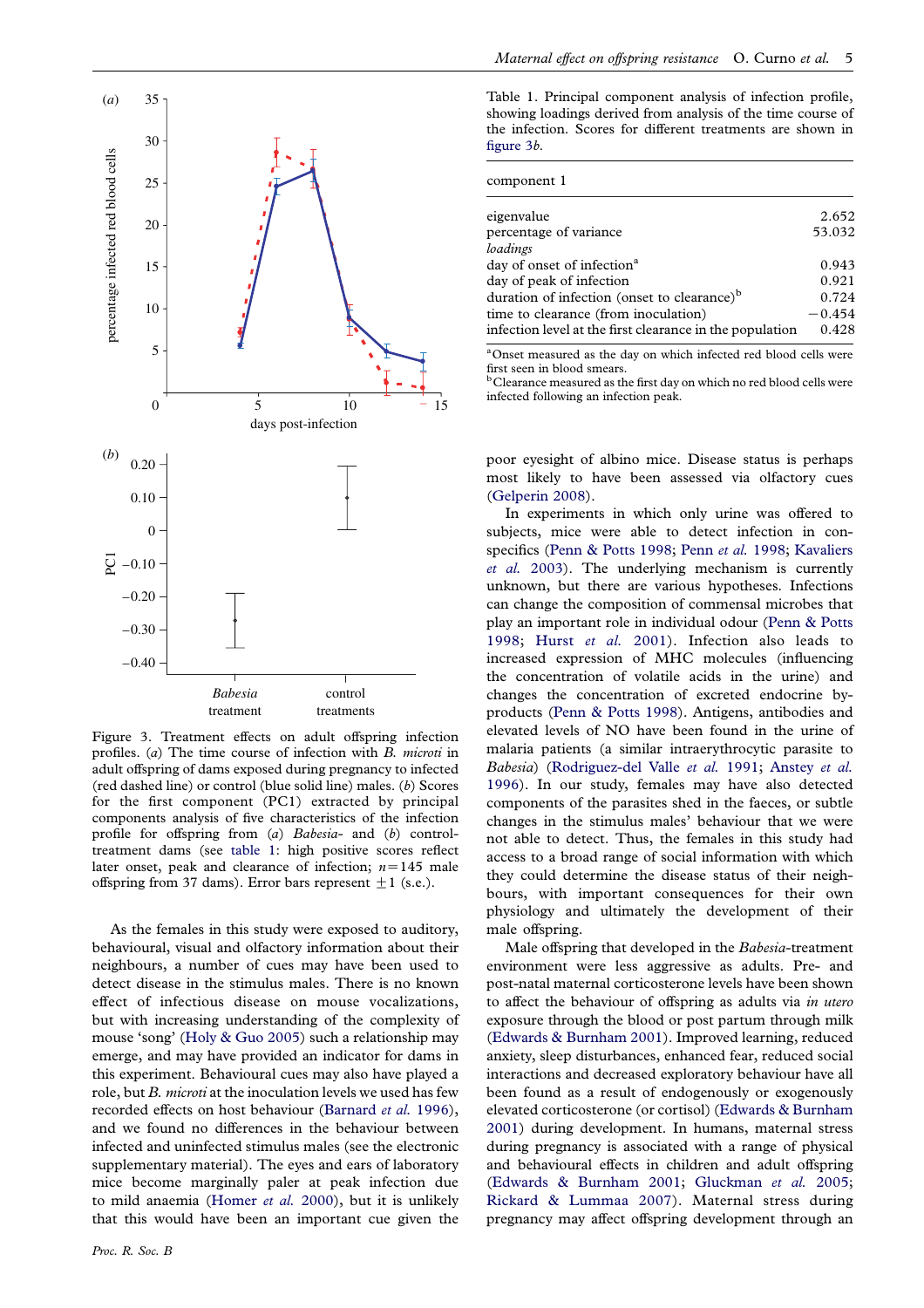Figure 3. Treatment effects on adult offspring infection profiles. (*a*) The time course of infection with *B. microti* in adult offspring of dams exposed during pregnancy to infected (red dashed line) or control (blue solid line) males. (*b*) Scores for the first component (PC1) extracted by principal components analysis of five characteristics of the infection profile for offspring from (*a*) *Babesia*- and (*b*) control-treatment dams (see table 1: high positive scores reflect later onset, peak and clearance of infection; $n=145$ male offspring from 37 dams). Error bars represent $\pm 1$ (s.e.).

Table 1. Principal component analysis of infection profile, showing loadings derived from analysis of the time course of the infection. Scores for different treatments are shown in figure 3*b*.

| | component 1 |
|---|---|
| eigenvalue | 2.652 |
| percentage of variance | 53.032 |
| *loadings* | |
| day of onset of infection[a] | 0.943 |
| day of peak of infection | 0.921 |
| duration of infection (onset to clearance)[b] | 0.724 |
| time to clearance (from inoculation) | −0.454 |
| infection level at the first clearance in the population | 0.428 |

[a]Onset measured as the day on which infected red blood cells were first seen in blood smears.
[b]Clearance measured as the first day on which no red blood cells were infected following an infection peak.

As the females in this study were exposed to auditory, behavioural, visual and olfactory information about their neighbours, a number of cues may have been used to detect disease in the stimulus males. There is no known effect of infectious disease on mouse vocalizations, but with increasing understanding of the complexity of mouse 'song' (Holy & Guo 2005) such a relationship may emerge, and may have provided an indicator for dams in this experiment. Behavioural cues may also have played a role, but *B. microti* at the inoculation levels we used has few recorded effects on host behaviour (Barnard *et al.* 1996), and we found no differences in the behaviour between infected and uninfected stimulus males (see the electronic supplementary material). The eyes and ears of laboratory mice become marginally paler at peak infection due to mild anaemia (Homer *et al.* 2000), but it is unlikely that this would have been an important cue given the poor eyesight of albino mice. Disease status is perhaps most likely to have been assessed via olfactory cues (Gelperin 2008).

In experiments in which only urine was offered to subjects, mice were able to detect infection in conspecifics (Penn & Potts 1998; Penn *et al.* 1998; Kavaliers *et al.* 2003). The underlying mechanism is currently unknown, but there are various hypotheses. Infections can change the composition of commensal microbes that play an important role in individual odour (Penn & Potts 1998; Hurst *et al.* 2001). Infection also leads to increased expression of MHC molecules (influencing the concentration of volatile acids in the urine) and changes the concentration of excreted endocrine by-products (Penn & Potts 1998). Antigens, antibodies and elevated levels of NO have been found in the urine of malaria patients (a similar intraerythrocytic parasite to *Babesia*) (Rodriguez-del Valle *et al.* 1991; Anstey *et al.* 1996). In our study, females may have also detected components of the parasites shed in the faeces, or subtle changes in the stimulus males' behaviour that we were not able to detect. Thus, the females in this study had access to a broad range of social information with which they could determine the disease status of their neighbours, with important consequences for their own physiology and ultimately the development of their male offspring.

Male offspring that developed in the *Babesia*-treatment environment were less aggressive as adults. Pre- and post-natal maternal corticosterone levels have been shown to affect the behaviour of offspring as adults via *in utero* exposure through the blood or post partum through milk (Edwards & Burnham 2001). Improved learning, reduced anxiety, sleep disturbances, enhanced fear, reduced social interactions and decreased exploratory behaviour have all been found as a result of endogenously or exogenously elevated corticosterone (or cortisol) (Edwards & Burnham 2001) during development. In humans, maternal stress during pregnancy is associated with a range of physical and behavioural effects in children and adult offspring (Edwards & Burnham 2001; Gluckman *et al.* 2005; Rickard & Lummaa 2007). Maternal stress during pregnancy may affect offspring development through an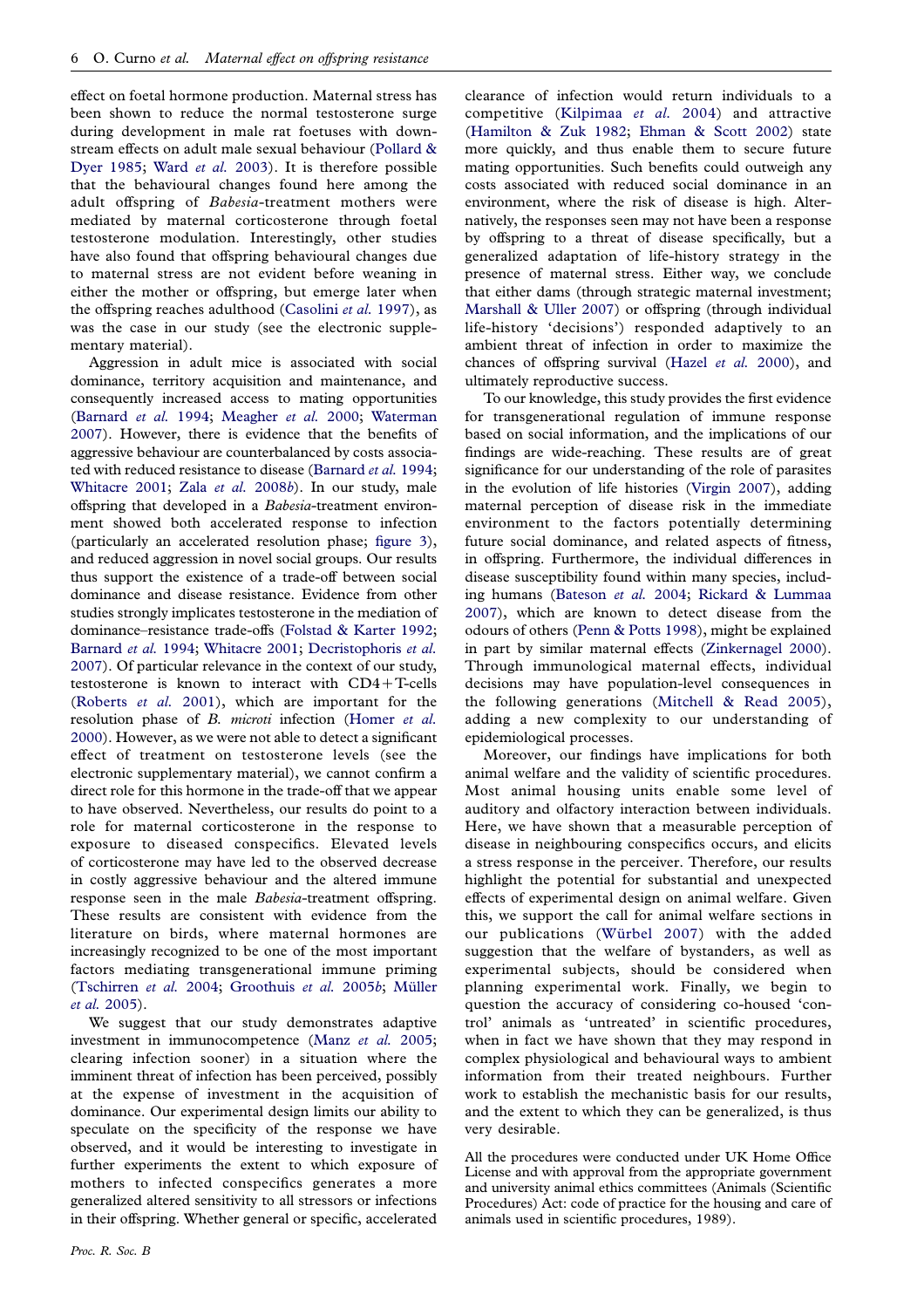effect on foetal hormone production. Maternal stress has been shown to reduce the normal testosterone surge during development in male rat foetuses with downstream effects on adult male sexual behaviour (Pollard & Dyer 1985; Ward *et al.* 2003). It is therefore possible that the behavioural changes found here among the adult offspring of *Babesia*-treatment mothers were mediated by maternal corticosterone through foetal testosterone modulation. Interestingly, other studies have also found that offspring behavioural changes due to maternal stress are not evident before weaning in either the mother or offspring, but emerge later when the offspring reaches adulthood (Casolini *et al.* 1997), as was the case in our study (see the electronic supplementary material).

Aggression in adult mice is associated with social dominance, territory acquisition and maintenance, and consequently increased access to mating opportunities (Barnard *et al.* 1994; Meagher *et al.* 2000; Waterman 2007). However, there is evidence that the benefits of aggressive behaviour are counterbalanced by costs associated with reduced resistance to disease (Barnard *et al.* 1994; Whitacre 2001; Zala *et al.* 2008*b*). In our study, male offspring that developed in a *Babesia*-treatment environment showed both accelerated response to infection (particularly an accelerated resolution phase; figure 3), and reduced aggression in novel social groups. Our results thus support the existence of a trade-off between social dominance and disease resistance. Evidence from other studies strongly implicates testosterone in the mediation of dominance–resistance trade-offs (Folstad & Karter 1992; Barnard *et al.* 1994; Whitacre 2001; Decristophoris *et al.* 2007). Of particular relevance in the context of our study, testosterone is known to interact with CD4+T-cells (Roberts *et al.* 2001), which are important for the resolution phase of *B. microti* infection (Homer *et al.* 2000). However, as we were not able to detect a significant effect of treatment on testosterone levels (see the electronic supplementary material), we cannot confirm a direct role for this hormone in the trade-off that we appear to have observed. Nevertheless, our results do point to a role for maternal corticosterone in the response to exposure to diseased conspecifics. Elevated levels of corticosterone may have led to the observed decrease in costly aggressive behaviour and the altered immune response seen in the male *Babesia*-treatment offspring. These results are consistent with evidence from the literature on birds, where maternal hormones are increasingly recognized to be one of the most important factors mediating transgenerational immune priming (Tschirren *et al.* 2004; Groothuis *et al.* 2005*b*; Müller *et al.* 2005).

We suggest that our study demonstrates adaptive investment in immunocompetence (Manz *et al.* 2005; clearing infection sooner) in a situation where the imminent threat of infection has been perceived, possibly at the expense of investment in the acquisition of dominance. Our experimental design limits our ability to speculate on the specificity of the response we have observed, and it would be interesting to investigate in further experiments the extent to which exposure of mothers to infected conspecifics generates a more generalized altered sensitivity to all stressors or infections in their offspring. Whether general or specific, accelerated clearance of infection would return individuals to a competitive (Kilpimaa *et al.* 2004) and attractive (Hamilton & Zuk 1982; Ehman & Scott 2002) state more quickly, and thus enable them to secure future mating opportunities. Such benefits could outweigh any costs associated with reduced social dominance in an environment, where the risk of disease is high. Alternatively, the responses seen may not have been a response by offspring to a threat of disease specifically, but a generalized adaptation of life-history strategy in the presence of maternal stress. Either way, we conclude that either dams (through strategic maternal investment; Marshall & Uller 2007) or offspring (through individual life-history 'decisions') responded adaptively to an ambient threat of infection in order to maximize the chances of offspring survival (Hazel *et al.* 2000), and ultimately reproductive success.

To our knowledge, this study provides the first evidence for transgenerational regulation of immune response based on social information, and the implications of our findings are wide-reaching. These results are of great significance for our understanding of the role of parasites in the evolution of life histories (Virgin 2007), adding maternal perception of disease risk in the immediate environment to the factors potentially determining future social dominance, and related aspects of fitness, in offspring. Furthermore, the individual differences in disease susceptibility found within many species, including humans (Bateson *et al.* 2004; Rickard & Lummaa 2007), which are known to detect disease from the odours of others (Penn & Potts 1998), might be explained in part by similar maternal effects (Zinkernagel 2000). Through immunological maternal effects, individual decisions may have population-level consequences in the following generations (Mitchell & Read 2005), adding a new complexity to our understanding of epidemiological processes.

Moreover, our findings have implications for both animal welfare and the validity of scientific procedures. Most animal housing units enable some level of auditory and olfactory interaction between individuals. Here, we have shown that a measurable perception of disease in neighbouring conspecifics occurs, and elicits a stress response in the perceiver. Therefore, our results highlight the potential for substantial and unexpected effects of experimental design on animal welfare. Given this, we support the call for animal welfare sections in our publications (Würbel 2007) with the added suggestion that the welfare of bystanders, as well as experimental subjects, should be considered when planning experimental work. Finally, we begin to question the accuracy of considering co-housed 'control' animals as 'untreated' in scientific procedures, when in fact we have shown that they may respond in complex physiological and behavioural ways to ambient information from their treated neighbours. Further work to establish the mechanistic basis for our results, and the extent to which they can be generalized, is thus very desirable.

All the procedures were conducted under UK Home Office License and with approval from the appropriate government and university animal ethics committees (Animals (Scientific Procedures) Act: code of practice for the housing and care of animals used in scientific procedures, 1989).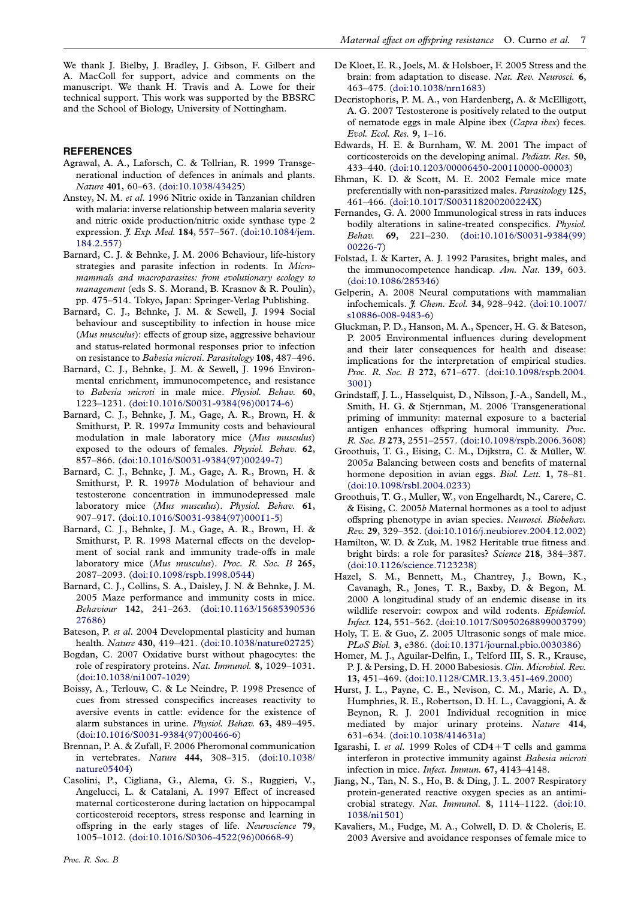We thank J. Bielby, J. Bradley, J. Gibson, F. Gilbert and A. MacColl for support, advice and comments on the manuscript. We thank H. Travis and A. Lowe for their technical support. This work was supported by the BBSRC and the School of Biology, University of Nottingham.

## REFERENCES

Agrawal, A. A., Laforsch, C. & Tollrian, R. 1999 Transgenerational induction of defences in animals and plants. *Nature* **401**, 60–63. (doi:10.1038/43425)

Anstey, N. M. *et al.* 1996 Nitric oxide in Tanzanian children with malaria: inverse relationship between malaria severity and nitric oxide production/nitric oxide synthase type 2 expression. *J. Exp. Med.* **184**, 557–567. (doi:10.1084/jem.184.2.557)

Barnard, C. J. & Behnke, J. M. 2006 Behaviour, life-history strategies and parasite infection in rodents. In *Micromammals and macroparasites: from evolutionary ecology to management* (eds S. S. Morand, B. Krasnov & R. Poulin), pp. 475–514. Tokyo, Japan: Springer-Verlag Publishing.

Barnard, C. J., Behnke, J. M. & Sewell, J. 1994 Social behaviour and susceptibility to infection in house mice (*Mus musculus*): effects of group size, aggressive behaviour and status-related hormonal responses prior to infection on resistance to *Babesia microti*. *Parasitology* **108**, 487–496.

Barnard, C. J., Behnke, J. M. & Sewell, J. 1996 Environmental enrichment, immunocompetence, and resistance to *Babesia microti* in male mice. *Physiol. Behav.* **60**, 1223–1231. (doi:10.1016/S0031-9384(96)00174-6)

Barnard, C. J., Behnke, J. M., Gage, A. R., Brown, H. & Smithurst, P. R. 1997*a* Immunity costs and behavioural modulation in male laboratory mice (*Mus musculus*) exposed to the odours of females. *Physiol. Behav.* **62**, 857–866. (doi:10.1016/S0031-9384(97)00249-7)

Barnard, C. J., Behnke, J. M., Gage, A. R., Brown, H. & Smithurst, P. R. 1997*b* Modulation of behaviour and testosterone concentration in immunodepressed male laboratory mice (*Mus musculus*). *Physiol. Behav.* **61**, 907–917. (doi:10.1016/S0031-9384(97)00011-5)

Barnard, C. J., Behnke, J. M., Gage, A. R., Brown, H. & Smithurst, P. R. 1998 Maternal effects on the development of social rank and immunity trade-offs in male laboratory mice (*Mus musculus*). *Proc. R. Soc. B* **265**, 2087–2093. (doi:10.1098/rspb.1998.0544)

Barnard, C. J., Collins, S. A., Daisley, J. N. & Behnke, J. M. 2005 Maze performance and immunity costs in mice. *Behaviour* **142**, 241–263. (doi:10.1163/1568539053627686)

Bateson, P. *et al.* 2004 Developmental plasticity and human health. *Nature* **430**, 419–421. (doi:10.1038/nature02725)

Bogdan, C. 2007 Oxidative burst without phagocytes: the role of respiratory proteins. *Nat. Immunol.* **8**, 1029–1031. (doi:10.1038/ni1007-1029)

Boissy, A., Terlouw, C. & Le Neindre, P. 1998 Presence of cues from stressed conspecifics increases reactivity to aversive events in cattle: evidence for the existence of alarm substances in urine. *Physiol. Behav.* **63**, 489–495. (doi:10.1016/S0031-9384(97)00466-6)

Brennan, P. A. & Zufall, F. 2006 Pheromonal communication in vertebrates. *Nature* **444**, 308–315. (doi:10.1038/nature05404)

Casolini, P., Cigliana, G., Alema, G. S., Ruggieri, V., Angelucci, L. & Catalani, A. 1997 Effect of increased maternal corticosterone during lactation on hippocampal corticosteroid receptors, stress response and learning in offspring in the early stages of life. *Neuroscience* **79**, 1005–1012. (doi:10.1016/S0306-4522(96)00668-9)

De Kloet, E. R., Joels, M. & Holsboer, F. 2005 Stress and the brain: from adaptation to disease. *Nat. Rev. Neurosci.* **6**, 463–475. (doi:10.1038/nrn1683)

Decristophoris, P. M. A., von Hardenberg, A. & McElligott, A. G. 2007 Testosterone is positively related to the output of nematode eggs in male Alpine ibex (*Capra ibex*) feces. *Evol. Ecol. Res.* **9**, 1–16.

Edwards, H. E. & Burnham, W. M. 2001 The impact of corticosteroids on the developing animal. *Pediatr. Res.* **50**, 433–440. (doi:10.1203/00006450-200110000-00003)

Ehman, K. D. & Scott, M. E. 2002 Female mice mate preferentially with non-parasitized males. *Parasitology* **125**, 461–466. (doi:10.1017/S003118200200224X)

Fernandes, G. A. 2000 Immunological stress in rats induces bodily alterations in saline-treated conspecifics. *Physiol. Behav.* **69**, 221–230. (doi:10.1016/S0031-9384(99)00226-7)

Folstad, I. & Karter, A. J. 1992 Parasites, bright males, and the immunocompetence handicap. *Am. Nat.* **139**, 603. (doi:10.1086/285346)

Gelperin, A. 2008 Neural computations with mammalian infochemicals. *J. Chem. Ecol.* **34**, 928–942. (doi:10.1007/s10886-008-9483-6)

Gluckman, P. D., Hanson, M. A., Spencer, H. G. & Bateson, P. 2005 Environmental influences during development and their later consequences for health and disease: implications for the interpretation of empirical studies. *Proc. R. Soc. B* **272**, 671–677. (doi:10.1098/rspb.2004.3001)

Grindstaff, J. L., Hasselquist, D., Nilsson, J.-A., Sandell, M., Smith, H. G. & Stjernman, M. 2006 Transgenerational priming of immunity: maternal exposure to a bacterial antigen enhances offspring humoral immunity. *Proc. R. Soc. B* **273**, 2551–2557. (doi:10.1098/rspb.2006.3608)

Groothuis, T. G., Eising, C. M., Dijkstra, C. & Müller, W. 2005*a* Balancing between costs and benefits of maternal hormone deposition in avian eggs. *Biol. Lett.* **1**, 78–81. (doi:10.1098/rsbl.2004.0233)

Groothuis, T. G., Muller, W., von Engelhardt, N., Carere, C. & Eising, C. 2005*b* Maternal hormones as a tool to adjust offspring phenotype in avian species. *Neurosci. Biobehav. Rev.* **29**, 329–352. (doi:10.1016/j.neubiorev.2004.12.002)

Hamilton, W. D. & Zuk, M. 1982 Heritable true fitness and bright birds: a role for parasites? *Science* **218**, 384–387. (doi:10.1126/science.7123238)

Hazel, S. M., Bennett, M., Chantrey, J., Bown, K., Cavanagh, R., Jones, T. R., Baxby, D. & Begon, M. 2000 A longitudinal study of an endemic disease in its wildlife reservoir: cowpox and wild rodents. *Epidemiol. Infect.* **124**, 551–562. (doi:10.1017/S0950268899003799)

Holy, T. E. & Guo, Z. 2005 Ultrasonic songs of male mice. *PLoS Biol.* **3**, e386. (doi:10.1371/journal.pbio.0030386)

Homer, M. J., Aguilar-Delfin, I., Telford III, S. R., Krause, P. J. & Persing, D. H. 2000 Babesiosis. *Clin. Microbiol. Rev.* **13**, 451–469. (doi:10.1128/CMR.13.3.451-469.2000)

Hurst, J. L., Payne, C. E., Nevison, C. M., Marie, A. D., Humphries, R. E., Robertson, D. H. L., Cavaggioni, A. & Beynon, R. J. 2001 Individual recognition in mice mediated by major urinary proteins. *Nature* **414**, 631–634. (doi:10.1038/414631a)

Igarashi, I. *et al.* 1999 Roles of CD4+T cells and gamma interferon in protective immunity against *Babesia microti* infection in mice. *Infect. Immun.* **67**, 4143–4148.

Jiang, N., Tan, N. S., Ho, B. & Ding, J. L. 2007 Respiratory protein-generated reactive oxygen species as an antimicrobial strategy. *Nat. Immunol.* **8**, 1114–1122. (doi:10.1038/ni1501)

Kavaliers, M., Fudge, M. A., Colwell, D. D. & Choleris, E. 2003 Aversive and avoidance responses of female mice to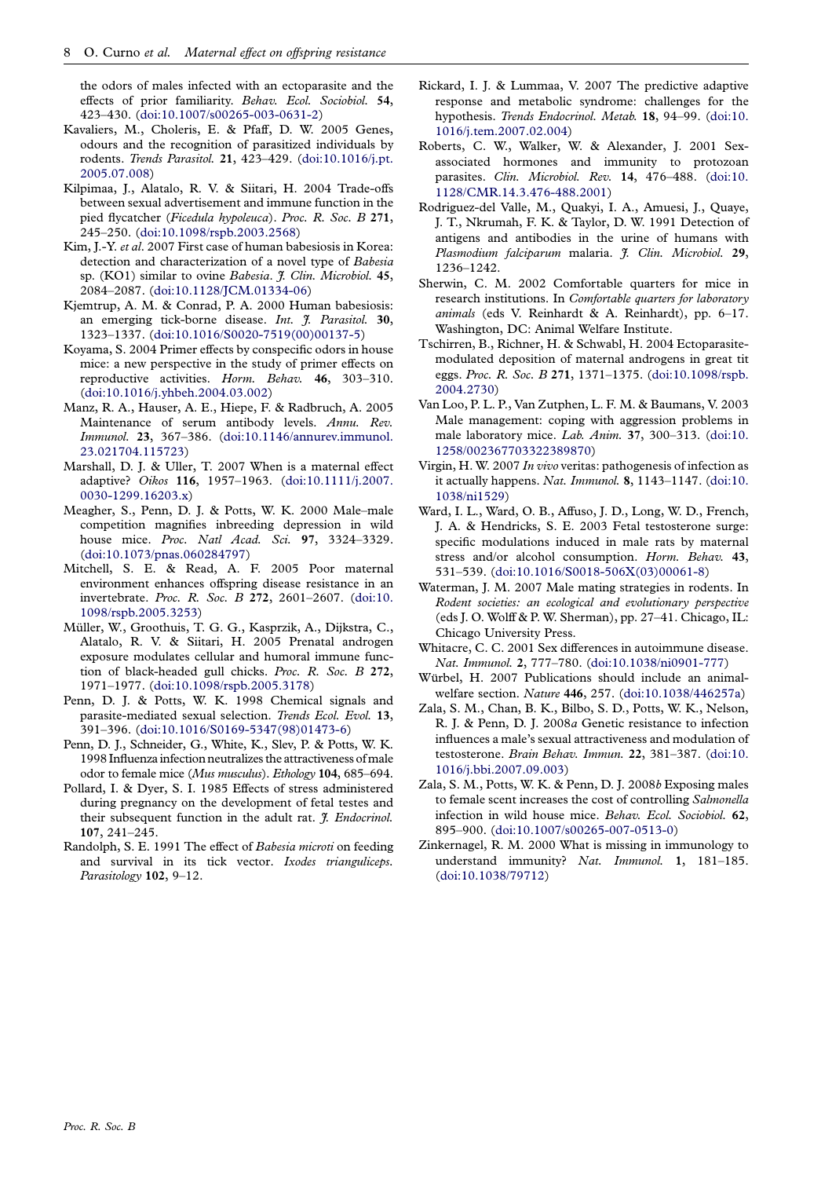the odors of males infected with an ectoparasite and the effects of prior familiarity. *Behav. Ecol. Sociobiol.* **54**, 423–430. (doi:10.1007/s00265-003-0631-2)

Kavaliers, M., Choleris, E. & Pfaff, D. W. 2005 Genes, odours and the recognition of parasitized individuals by rodents. *Trends Parasitol.* **21**, 423–429. (doi:10.1016/j.pt.2005.07.008)

Kilpimaa, J., Alatalo, R. V. & Siitari, H. 2004 Trade-offs between sexual advertisement and immune function in the pied flycatcher (*Ficedula hypoleuca*). *Proc. R. Soc. B* **271**, 245–250. (doi:10.1098/rspb.2003.2568)

Kim, J.-Y. *et al*. 2007 First case of human babesiosis in Korea: detection and characterization of a novel type of *Babesia* sp. (KO1) similar to ovine *Babesia*. *J. Clin. Microbiol.* **45**, 2084–2087. (doi:10.1128/JCM.01334-06)

Kjemtrup, A. M. & Conrad, P. A. 2000 Human babesiosis: an emerging tick-borne disease. *Int. J. Parasitol.* **30**, 1323–1337. (doi:10.1016/S0020-7519(00)00137-5)

Koyama, S. 2004 Primer effects by conspecific odors in house mice: a new perspective in the study of primer effects on reproductive activities. *Horm. Behav.* **46**, 303–310. (doi:10.1016/j.yhbeh.2004.03.002)

Manz, R. A., Hauser, A. E., Hiepe, F. & Radbruch, A. 2005 Maintenance of serum antibody levels. *Annu. Rev. Immunol.* **23**, 367–386. (doi:10.1146/annurev.immunol.23.021704.115723)

Marshall, D. J. & Uller, T. 2007 When is a maternal effect adaptive? *Oikos* **116**, 1957–1963. (doi:10.1111/j.2007.0030-1299.16203.x)

Meagher, S., Penn, D. J. & Potts, W. K. 2000 Male–male competition magnifies inbreeding depression in wild house mice. *Proc. Natl Acad. Sci.* **97**, 3324–3329. (doi:10.1073/pnas.060284797)

Mitchell, S. E. & Read, A. F. 2005 Poor maternal environment enhances offspring disease resistance in an invertebrate. *Proc. R. Soc. B* **272**, 2601–2607. (doi:10.1098/rspb.2005.3253)

Müller, W., Groothuis, T. G. G., Kasprzik, A., Dijkstra, C., Alatalo, R. V. & Siitari, H. 2005 Prenatal androgen exposure modulates cellular and humoral immune function of black-headed gull chicks. *Proc. R. Soc. B* **272**, 1971–1977. (doi:10.1098/rspb.2005.3178)

Penn, D. J. & Potts, W. K. 1998 Chemical signals and parasite-mediated sexual selection. *Trends Ecol. Evol.* **13**, 391–396. (doi:10.1016/S0169-5347(98)01473-6)

Penn, D. J., Schneider, G., White, K., Slev, P. & Potts, W. K. 1998 Influenza infection neutralizes the attractiveness of male odor to female mice (*Mus musculus*). *Ethology* **104**, 685–694.

Pollard, I. & Dyer, S. I. 1985 Effects of stress administered during pregnancy on the development of fetal testes and their subsequent function in the adult rat. *J. Endocrinol.* **107**, 241–245.

Randolph, S. E. 1991 The effect of *Babesia microti* on feeding and survival in its tick vector. *Ixodes trianguliceps*. *Parasitology* **102**, 9–12.

Rickard, I. J. & Lummaa, V. 2007 The predictive adaptive response and metabolic syndrome: challenges for the hypothesis. *Trends Endocrinol. Metab.* **18**, 94–99. (doi:10.1016/j.tem.2007.02.004)

Roberts, C. W., Walker, W. & Alexander, J. 2001 Sex-associated hormones and immunity to protozoan parasites. *Clin. Microbiol. Rev.* **14**, 476–488. (doi:10.1128/CMR.14.3.476-488.2001)

Rodriguez-del Valle, M., Quakyi, I. A., Amuesi, J., Quaye, J. T., Nkrumah, F. K. & Taylor, D. W. 1991 Detection of antigens and antibodies in the urine of humans with *Plasmodium falciparum* malaria. *J. Clin. Microbiol.* **29**, 1236–1242.

Sherwin, C. M. 2002 Comfortable quarters for mice in research institutions. In *Comfortable quarters for laboratory animals* (eds V. Reinhardt & A. Reinhardt), pp. 6–17. Washington, DC: Animal Welfare Institute.

Tschirren, B., Richner, H. & Schwabl, H. 2004 Ectoparasite-modulated deposition of maternal androgens in great tit eggs. *Proc. R. Soc. B* **271**, 1371–1375. (doi:10.1098/rspb.2004.2730)

Van Loo, P. L. P., Van Zutphen, L. F. M. & Baumans, V. 2003 Male management: coping with aggression problems in male laboratory mice. *Lab. Anim.* **37**, 300–313. (doi:10.1258/002367703322389870)

Virgin, H. W. 2007 *In vivo* veritas: pathogenesis of infection as it actually happens. *Nat. Immunol.* **8**, 1143–1147. (doi:10.1038/ni1529)

Ward, I. L., Ward, O. B., Affuso, J. D., Long, W. D., French, J. A. & Hendricks, S. E. 2003 Fetal testosterone surge: specific modulations induced in male rats by maternal stress and/or alcohol consumption. *Horm. Behav.* **43**, 531–539. (doi:10.1016/S0018-506X(03)00061-8)

Waterman, J. M. 2007 Male mating strategies in rodents. In *Rodent societies: an ecological and evolutionary perspective* (eds J. O. Wolff & P. W. Sherman), pp. 27–41. Chicago, IL: Chicago University Press.

Whitacre, C. C. 2001 Sex differences in autoimmune disease. *Nat. Immunol.* **2**, 777–780. (doi:10.1038/ni0901-777)

Würbel, H. 2007 Publications should include an animal-welfare section. *Nature* **446**, 257. (doi:10.1038/446257a)

Zala, S. M., Chan, B. K., Bilbo, S. D., Potts, W. K., Nelson, R. J. & Penn, D. J. 2008*a* Genetic resistance to infection influences a male's sexual attractiveness and modulation of testosterone. *Brain Behav. Immun.* **22**, 381–387. (doi:10.1016/j.bbi.2007.09.003)

Zala, S. M., Potts, W. K. & Penn, D. J. 2008*b* Exposing males to female scent increases the cost of controlling *Salmonella* infection in wild house mice. *Behav. Ecol. Sociobiol.* **62**, 895–900. (doi:10.1007/s00265-007-0513-0)

Zinkernagel, R. M. 2000 What is missing in immunology to understand immunity? *Nat. Immunol.* **1**, 181–185. (doi:10.1038/79712)